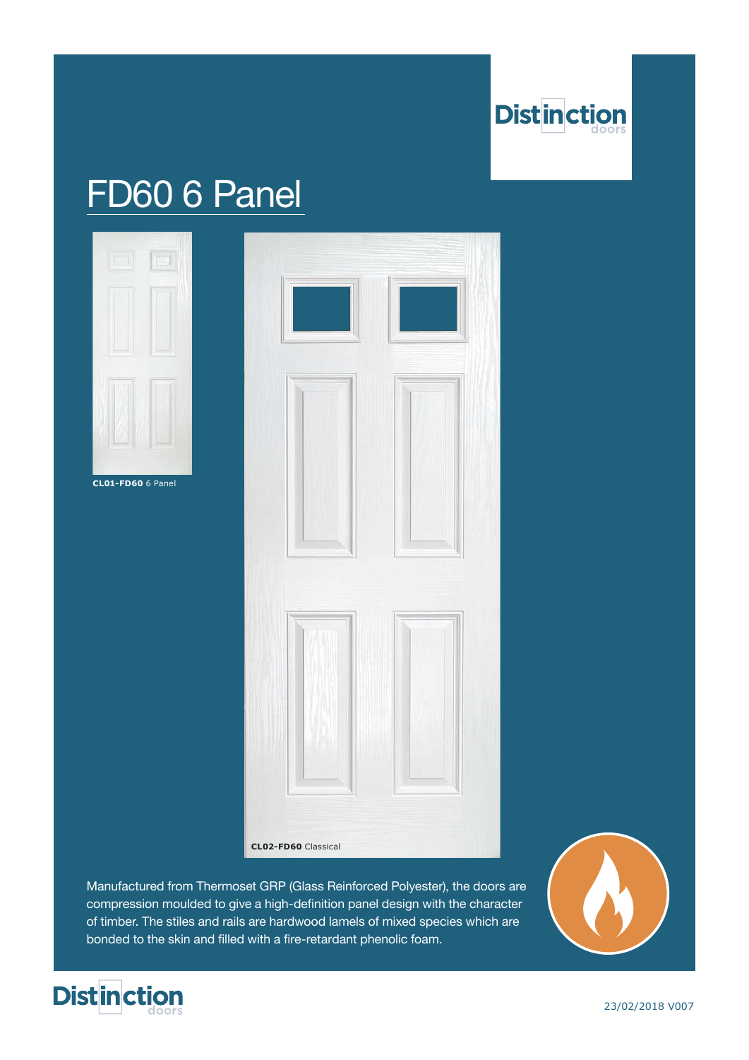# FD60 6 Panel

**CL01-FD60** 6 Panel

**CL02-FD60** Classical

Manufactured from Thermoset GRP (Glass Reinforced Polyester), the doors are compression moulded to give a high-definition panel design with the character of timber. The stiles and rails are hardwood lamels of mixed species which are bonded to the skin and filled with a fire-retardant phenolic foam.

23/02/2018 V007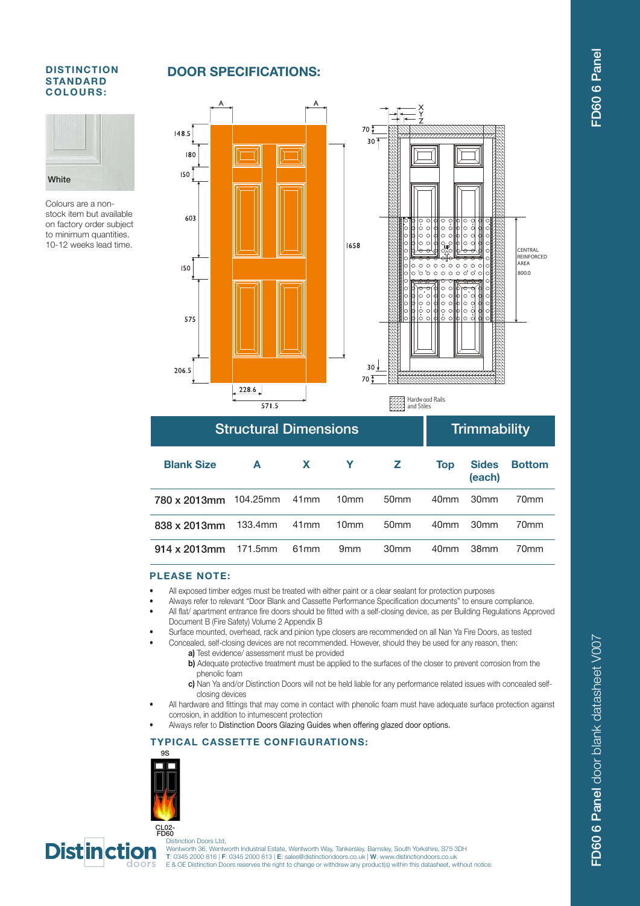**DISTINCTION STANDARD COLOURS:**

White

Colours are a non-stock item but available on factory order subject to minimum quantities. 10-12 weeks lead time.

## DOOR SPECIFICATIONS:

A
A
148.5
180
150
603
150
575
206.5
228.6
571.5
1658

X
Y
Z
70
30
30
70
CENTRAL REINFORCED AREA
800.0
Hardwood Rails and Stiles

| Structural Dimensions | | | | | Trimmability | | |
|---|---|---|---|---|---|---|---|
| **Blank Size** | **A** | **X** | **Y** | **Z** | **Top** | **Sides (each)** | **Bottom** |
| 780 x 2013mm | 104.25mm | 41mm | 10mm | 50mm | 40mm | 30mm | 70mm |
| 838 x 2013mm | 133.4mm | 41mm | 10mm | 50mm | 40mm | 30mm | 70mm |
| 914 x 2013mm | 171.5mm | 61mm | 9mm | 30mm | 40mm | 38mm | 70mm |

### PLEASE NOTE:

- All exposed timber edges must be treated with either paint or a clear sealant for protection purposes
- Always refer to relevant "Door Blank and Cassette Performance Specification documents" to ensure compliance.
- All flat/ apartment entrance fire doors should be fitted with a self-closing device, as per Building Regulations Approved Document B (Fire Safety) Volume 2 Appendix B
- Surface mounted, overhead, rack and pinion type closers are recommended on all Nan Ya Fire Doors, as tested
- Concealed, self-closing devices are not recommended. However, should they be used for any reason, then:
  - **a)** Test evidence/ assessment must be provided
  - **b)** Adequate protective treatment must be applied to the surfaces of the closer to prevent corrosion from the phenolic foam
  - **c)** Nan Ya and/or Distinction Doors will not be held liable for any performance related issues with concealed self-closing devices
- All hardware and fittings that may come in contact with phenolic foam must have adequate surface protection against corrosion, in addition to intumescent protection
- Always refer to Distinction Doors Glazing Guides when offering glazed door options.

### TYPICAL CASSETTE CONFIGURATIONS:

9S

CL02-FD60

Distinction Doors Ltd,
Wentworth 36, Wentworth Industrial Estate, Wentworth Way, Tankersley, Barnsley, South Yorkshire, S75 3DH
T: 0345 2000 816 | F: 0345 2000 813 | E: sales@distinctiondoors.co.uk | W: www.distinctiondoors.co.uk
E & OE Distinction Doors reserves the right to change or withdraw any product(s) within this datasheet, without notice.